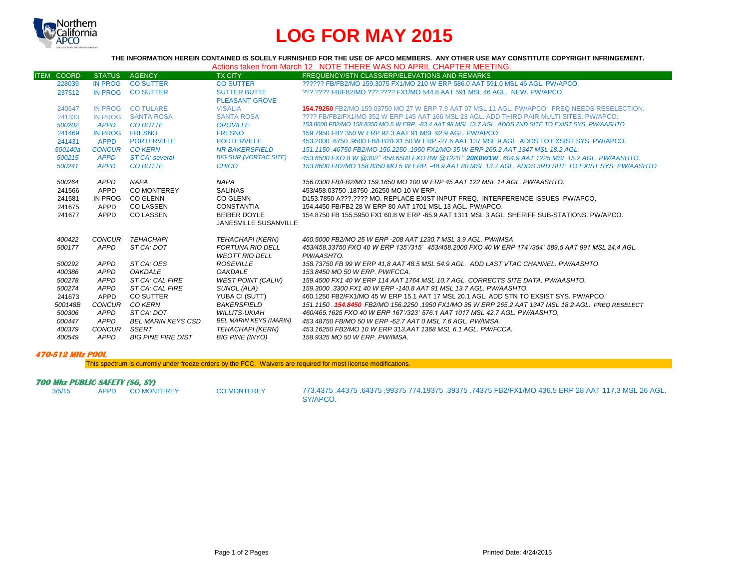# LOG FOR MAY 2015

**THE INFORMATION HEREIN CONTAINED IS SOLELY FURNISHED FOR THE USE OF APCO MEMBERS. ANY OTHER USE MAY CONSTITUTE COPYRIGHT INFRINGEMENT.**

Actions taken from March 12 NOTE THERE WAS NO APRIL CHAPTER MEETING.

| ITEM | COORD | STATUS | AGENCY | TX CITY | FREQUENCY/STN CLASS/ERP/ELEVATIONS AND REMARKS |
|---|---|---|---|---|---|
| | 228039 | IN PROG | CO SUTTER | CO SUTTER | ?????? FB/FB2/MO 159.3075 FX1/MO 210 W ERP 586.0 AAT 591.0 MSL 46 AGL. PW/APCO. |
| | 237512 | IN PROG | CO SUTTER | SUTTER BUTTE PLEASANT GROVE | ???.???? FB/FB2/MO ???.???? FX1/MO 544.8 AAT 591 MSL 46 AGL. NEW. PW/APCO. |
| | 240647 | IN PROG | CO TULARE | VISALIA | **154.79250** FB2/MO 159.03750 MO 27 W ERP 7.9 AAT 97 MSL 11 AGL. PW/APCO. FREQ NEEDS RESELECTION. |
| | 241333 | IN PROG | SANTA ROSA | SANTA ROSA | ???? FB/FB2/FX1/MO 352 W ERP 145 AAT 166 MSL 23 AGL. ADD THIRD PAIR MULTI SITES. PW/APCO. |
| | *500202* | *APPD* | *CO BUTTE* | *OROVILLE* | *153.8600 FB2/MO 158.8350 MO 5 W ERP. -83.4 AAT 98 MSL 13.7 AGL. ADDS 2ND SITE TO EXIST SYS. PW/AASHTO* |
| | 241469 | IN PROG | FRESNO | FRESNO | 159.7950 FB? 350 W ERP 92.3 AAT 91 MSL 92.9 AGL. PW/APCO. |
| | 241431 | APPD | PORTERVILLE | PORTERVILLE | 453.2000 .6750 .9500 FB/FB2/FX1 50 W ERP -27.6 AAT 137 MSL 9 AGL. ADDS TO EXSIST SYS. PW/APCO. |
| | *500140a* | *CONCUR* | *CO KERN* | *NR BAKERSFIELD* | *151.1150 .46750 FB2/MO 156.2250 .1950 FX1/MO 35 W ERP 265.2 AAT 1347 MSL 18.2 AGL.* |
| | *500215* | *APPD* | *ST CA: several* | *BIG SUR (VORTAC SITE)* | *453.6500 FXO 8 W @302° 458.6500 FXO 8W @1220° **20K0W1W**. 604.9 AAT 1225 MSL 15.2 AGL. PW/AASHTO.* |
| | *500241* | *APPD* | *CO BUTTE* | *CHICO* | *153.8600 FB2/MO 158.8350 MO 5 W ERP. -48.9 AAT 80 MSL 13.7 AGL. ADDS 3RD SITE TO EXIST SYS. PW/AASHTO* |
| | *500264* | *APPD* | *NAPA* | *NAPA* | *156.0300 FB/FB2/MO 159.1650 MO 100 W ERP 45 AAT 122 MSL 14 AGL. PW/AASHTO.* |
| | 241566 | APPD | CO MONTEREY | SALINAS | 453/458.03750 .18750 .26250 MO 10 W ERP. |
| | 241581 | IN PROG | CO GLENN | CO GLENN | D153.7850 A???.???? MO. REPLACE EXIST INPUT FREQ. INTERFERENCE ISSUES PW/APCO, |
| | 241675 | APPD | CO LASSEN | CONSTANTIA | 154.4450 FB/FB2 28 W ERP 80 AAT 1701 MSL 13 AGL. PW/APCO. |
| | 241677 | APPD | CO LASSEN | BEIBER DOYLE JANESVILLE SUSANVILLE | 154.8750 FB 155.5950 FX1 60.8 W ERP -65.9 AAT 1311 MSL 3 AGL. SHERIFF SUB-STATIONS. PW/APCO. |
| | *400422* | *CONCUR* | *TEHACHAPI* | *TEHACHAPI (KERN)* | *460.5000 FB2/MO 25 W ERP -208 AAT 1230.7 MSL 3.9 AGL. PW/IMSA* |
| | *500177* | *APPD* | *ST CA: DOT* | *FORTUNA RIO DELL WEOTT RIO DELL* | *453/458.33750 FXO 40 W ERP 135°/315° 453/458.2000 FXO 40 W ERP 174°/354° 589.5 AAT 991 MSL 24.4 AGL. PW/AASHTO.* |
| | *500292* | *APPD* | *ST CA: OES* | *ROSEVILLE* | *158.73750 FB 99 W ERP 41,8 AAT 48.5 MSL 54.9 AGL. ADD LAST VTAC CHANNEL. PW/AASHTO.* |
| | *400386* | *APPD* | *OAKDALE* | *OAKDALE* | *153.8450 MO 50 W ERP. PW/FCCA.* |
| | *500278* | *APPD* | *ST CA: CAL FIRE* | *WEST POINT (CALIV)* | *159.4500 FX1 40 W ERP 114 AAT 1764 MSL 10.7 AGL. CORRECTS SITE DATA. PW/AASHTO.* |
| | *500274* | *APPD* | *ST CA: CAL FIRE* | *SUNOL (ALA)* | *159.3000 .3300 FX1 40 W ERP -140.8 AAT 91 MSL 13.7 AGL. PW/AASHTO.* |
| | 241673 | APPD | CO SUTTER | YUBA CI (SUTT) | 460.1250 FB2/FX1/MO 45 W ERP 15.1 AAT 17 MSL 20.1 AGL. ADD STN TO EXSIST SYS. PW/APCO. |
| | *500148B* | *CONCUR* | *CO KERN* | *BAKERSFIELD* | *151.1150 . **154.8450** FB2/MO 156.2250 .1950 FX1/MO 35 W ERP 265.2 AAT 1347 MSL 18.2 AGL. FREQ RESELECT* |
| | *500306* | *APPD* | *ST CA: DOT* | *WILLITS-UKIAH* | *460/465.1625 FXO 40 W ERP 167°/323° 576.1 AAT 1017 MSL 42.7 AGL. PW/AASHTO,* |
| | *000447* | *APPD* | *BEL MARIN KEYS CSD* | *BEL MARIN KEYS (MARIN)* | *453.48750 FB/MO 50 W ERP -62.7 AAT 0 MSL 7.6 AGL. PW/IMSA.* |
| | *400379* | *CONCUR* | *SSERT* | *TEHACHAPI (KERN)* | *453.16250 FB2/MO 10 W ERP 313.AAT 1368 MSL 6.1 AGL. PW/FCCA.* |
| | *400549* | *APPD* | *BIG PINE FIRE DIST* | *BIG PINE (INYO)* | *158.9325 MO 50 W ERP. PW/IMSA.* |

### 470-512 MHz POOL

This spectrum is currently under freeze orders by the FCC. Waivers are required for most license modifications.

### 700 Mhz PUBLIC SAFETY (SG, SY)

| COORD | STATUS | AGENCY | TX CITY | FREQUENCY/STN CLASS/ERP/ELEVATIONS AND REMARKS |
|---|---|---|---|---|
| 3/5/15 | APPD | CO MONTEREY | CO MONTEREY | 773.4375 .44375 .64375 ,99375 774.19375 .39375 .74375 FB2/FX1/MO 436.5 ERP 28 AAT 117.3 MSL 26 AGL. SY/APCO. |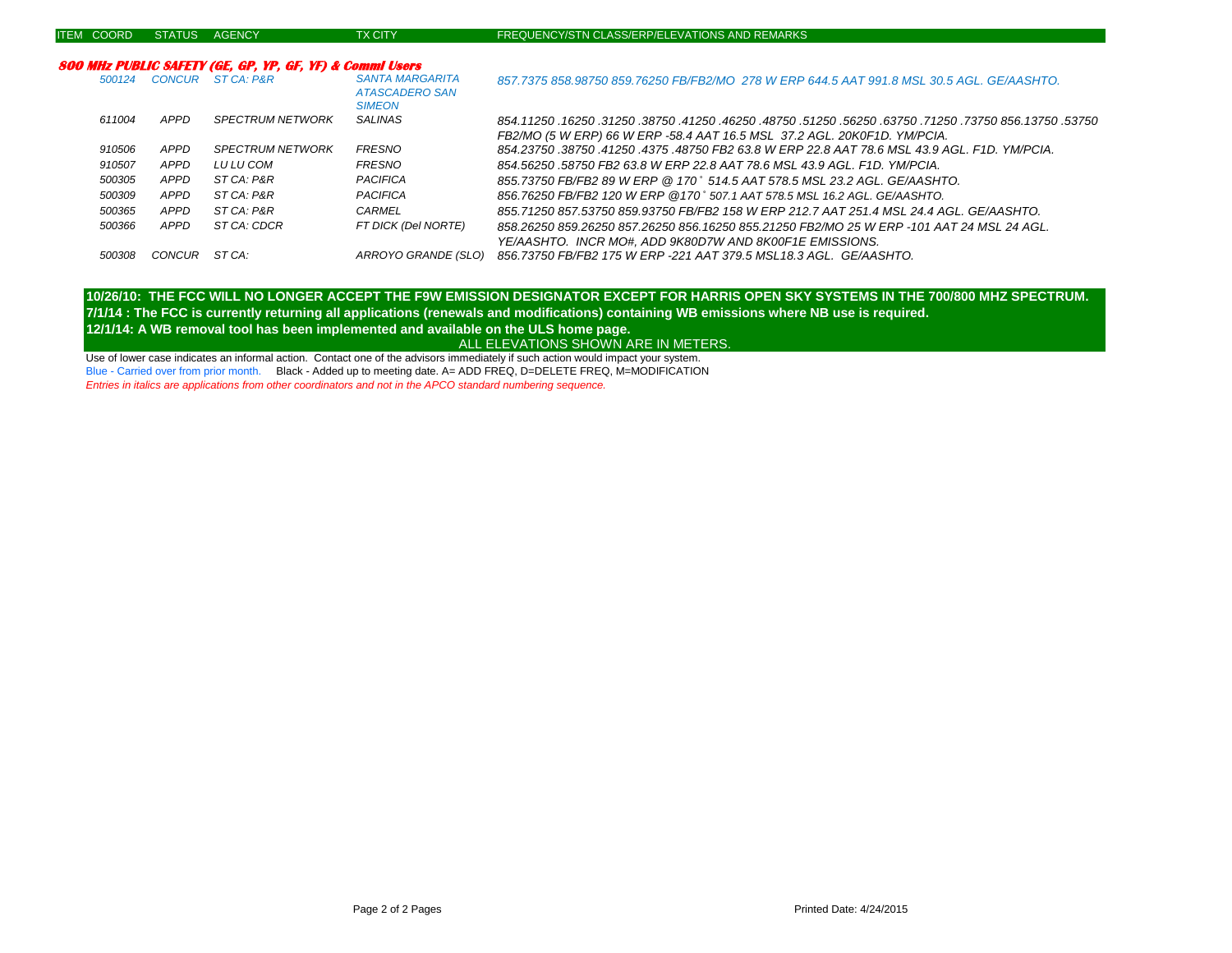| ITEM | COORD | STATUS | AGENCY | TX CITY | FREQUENCY/STN CLASS/ERP/ELEVATIONS AND REMARKS |
|---|---|---|---|---|---|
| ***800 MHz PUBLIC SAFETY (GE, GP, YP, GF, YF) & Comml Users*** | | | | | |
| | *500124* | *CONCUR* | *ST CA: P&R* | *SANTA MARGARITA ATASCADERO SAN SIMEON* | *857.7375 858.98750 859.76250 FB/FB2/MO 278 W ERP 644.5 AAT 991.8 MSL 30.5 AGL. GE/AASHTO.* |
| | *611004* | *APPD* | *SPECTRUM NETWORK* | *SALINAS* | *854.11250 .16250 .31250 .38750 .41250 .46250 .48750 .51250 .56250 .63750 .71250 .73750 856.13750 .53750 FB2/MO (5 W ERP) 66 W ERP -58.4 AAT 16.5 MSL 37.2 AGL. 20K0F1D. YM/PCIA.* |
| | *910506* | *APPD* | *SPECTRUM NETWORK* | *FRESNO* | *854.23750 .38750 .41250 .4375 .48750 FB2 63.8 W ERP 22.8 AAT 78.6 MSL 43.9 AGL. F1D. YM/PCIA.* |
| | *910507* | *APPD* | *LU LU COM* | *FRESNO* | *854.56250 .58750 FB2 63.8 W ERP 22.8 AAT 78.6 MSL 43.9 AGL. F1D. YM/PCIA.* |
| | *500305* | *APPD* | *ST CA: P&R* | *PACIFICA* | *855.73750 FB/FB2 89 W ERP @ 170˚ 514.5 AAT 578.5 MSL 23.2 AGL. GE/AASHTO.* |
| | *500309* | *APPD* | *ST CA: P&R* | *PACIFICA* | *856.76250 FB/FB2 120 W ERP @170˚ 507.1 AAT 578.5 MSL 16.2 AGL. GE/AASHTO.* |
| | *500365* | *APPD* | *ST CA: P&R* | *CARMEL* | *855.71250 857.53750 859.93750 FB/FB2 158 W ERP 212.7 AAT 251.4 MSL 24.4 AGL. GE/AASHTO.* |
| | *500366* | *APPD* | *ST CA: CDCR* | *FT DICK (Del NORTE)* | *858.26250 859.26250 857.26250 856.16250 855.21250 FB2/MO 25 W ERP -101 AAT 24 MSL 24 AGL. YE/AASHTO. INCR MO#, ADD 9K80D7W AND 8K00F1E EMISSIONS.* |
| | *500308* | *CONCUR* | *ST CA:* | *ARROYO GRANDE (SLO)* | *856.73750 FB/FB2 175 W ERP -221 AAT 379.5 MSL18.3 AGL. GE/AASHTO.* |

**10/26/10: THE FCC WILL NO LONGER ACCEPT THE F9W EMISSION DESIGNATOR EXCEPT FOR HARRIS OPEN SKY SYSTEMS IN THE 700/800 MHZ SPECTRUM.**
**7/1/14 : The FCC is currently returning all applications (renewals and modifications) containing WB emissions where NB use is required.**
**12/1/14: A WB removal tool has been implemented and available on the ULS home page.**

ALL ELEVATIONS SHOWN ARE IN METERS.

Use of lower case indicates an informal action. Contact one of the advisors immediately if such action would impact your system.

Blue - Carried over from prior month. Black - Added up to meeting date. A= ADD FREQ, D=DELETE FREQ, M=MODIFICATION

*Entries in italics are applications from other coordinators and not in the APCO standard numbering sequence.*

Printed Date: 4/24/2015